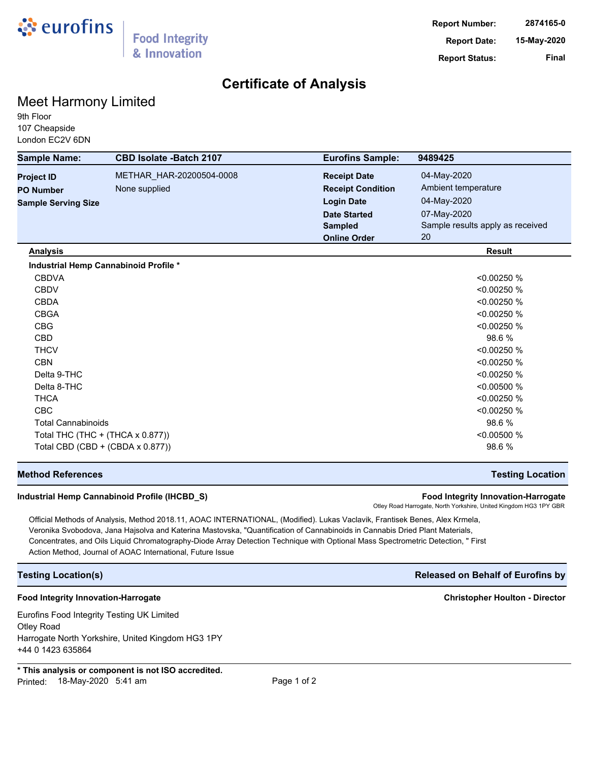eurofins | Food Integrity & Innovation

| | |
|---|---|
| **Report Number:** | **2874165-0** |
| **Report Date:** | **15-May-2020** |
| **Report Status:** | **Final** |

# Certificate of Analysis

## Meet Harmony Limited

9th Floor
107 Cheapside
London EC2V 6DN

| | | | |
|---|---|---|---|
| **Sample Name:** | **CBD Isolate -Batch 2107** | **Eurofins Sample:** | **9489425** |
| **Project ID** | METHAR_HAR-20200504-0008 | **Receipt Date** | 04-May-2020 |
| **PO Number** | None supplied | **Receipt Condition** | Ambient temperature |
| **Sample Serving Size** | | **Login Date** | 04-May-2020 |
| | | **Date Started** | 07-May-2020 |
| | | **Sampled** | Sample results apply as received |
| | | **Online Order** | 20 |

| Analysis | Result |
|---|---|
| **Industrial Hemp Cannabinoid Profile *** | |
| CBDVA | <0.00250 % |
| CBDV | <0.00250 % |
| CBDA | <0.00250 % |
| CBGA | <0.00250 % |
| CBG | <0.00250 % |
| CBD | 98.6 % |
| THCV | <0.00250 % |
| CBN | <0.00250 % |
| Delta 9-THC | <0.00250 % |
| Delta 8-THC | <0.00500 % |
| THCA | <0.00250 % |
| CBC | <0.00250 % |
| Total Cannabinoids | 98.6 % |
| Total THC (THC + (THCA x 0.877)) | <0.00500 % |
| Total CBD (CBD + (CBDA x 0.877)) | 98.6 % |

### Method References — Testing Location

**Industrial Hemp Cannabinoid Profile (IHCBD_S)** — **Food Integrity Innovation-Harrogate**
Otley Road Harrogate, North Yorkshire, United Kingdom HG3 1PY GBR

Official Methods of Analysis, Method 2018.11, AOAC INTERNATIONAL, (Modified). Lukas Vaclavik, Frantisek Benes, Alex Krmela, Veronika Svobodova, Jana Hajsolva and Katerina Mastovska, "Quantification of Cannabinoids in Cannabis Dried Plant Materials, Concentrates, and Oils Liquid Chromatography-Diode Array Detection Technique with Optional Mass Spectrometric Detection, " First Action Method, Journal of AOAC International, Future Issue

### Testing Location(s) — Released on Behalf of Eurofins by

**Food Integrity Innovation-Harrogate** — **Christopher Houlton - Director**

Eurofins Food Integrity Testing UK Limited
Otley Road
Harrogate North Yorkshire, United Kingdom HG3 1PY
+44 0 1423 635864

**\* This analysis or component is not ISO accredited.**

Printed: 18-May-2020 5:41 am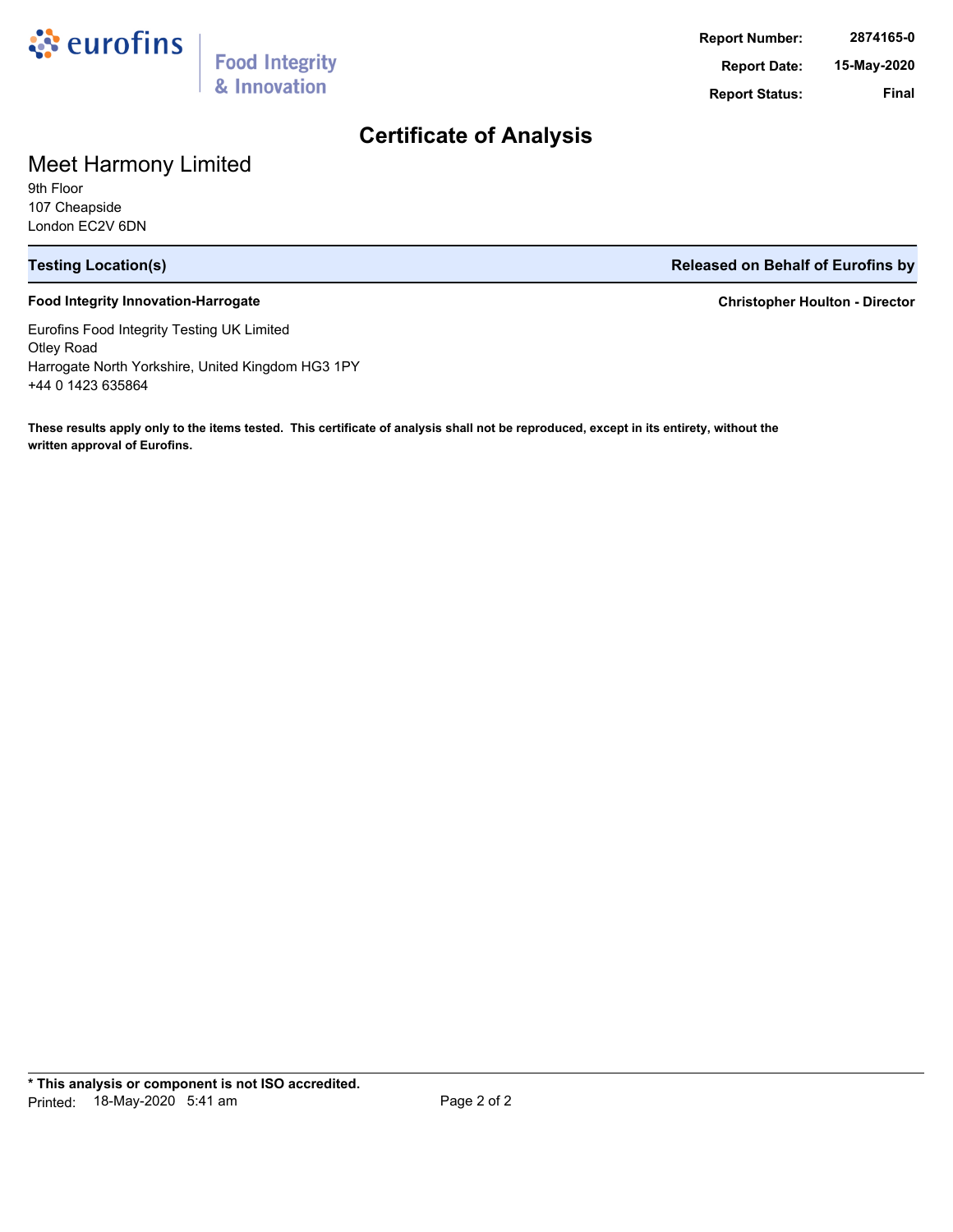**Report Number:** 2874165-0
**Report Date:** 15-May-2020
**Report Status:** Final

# Certificate of Analysis

## Meet Harmony Limited

9th Floor
107 Cheapside
London EC2V 6DN

| Testing Location(s) | Released on Behalf of Eurofins by |
|---|---|
| **Food Integrity Innovation-Harrogate** | **Christopher Houlton - Director** |

Eurofins Food Integrity Testing UK Limited
Otley Road
Harrogate North Yorkshire, United Kingdom HG3 1PY
+44 0 1423 635864

**These results apply only to the items tested. This certificate of analysis shall not be reproduced, except in its entirety, without the written approval of Eurofins.**

**\* This analysis or component is not ISO accredited.**
Printed: 18-May-2020 5:41 am